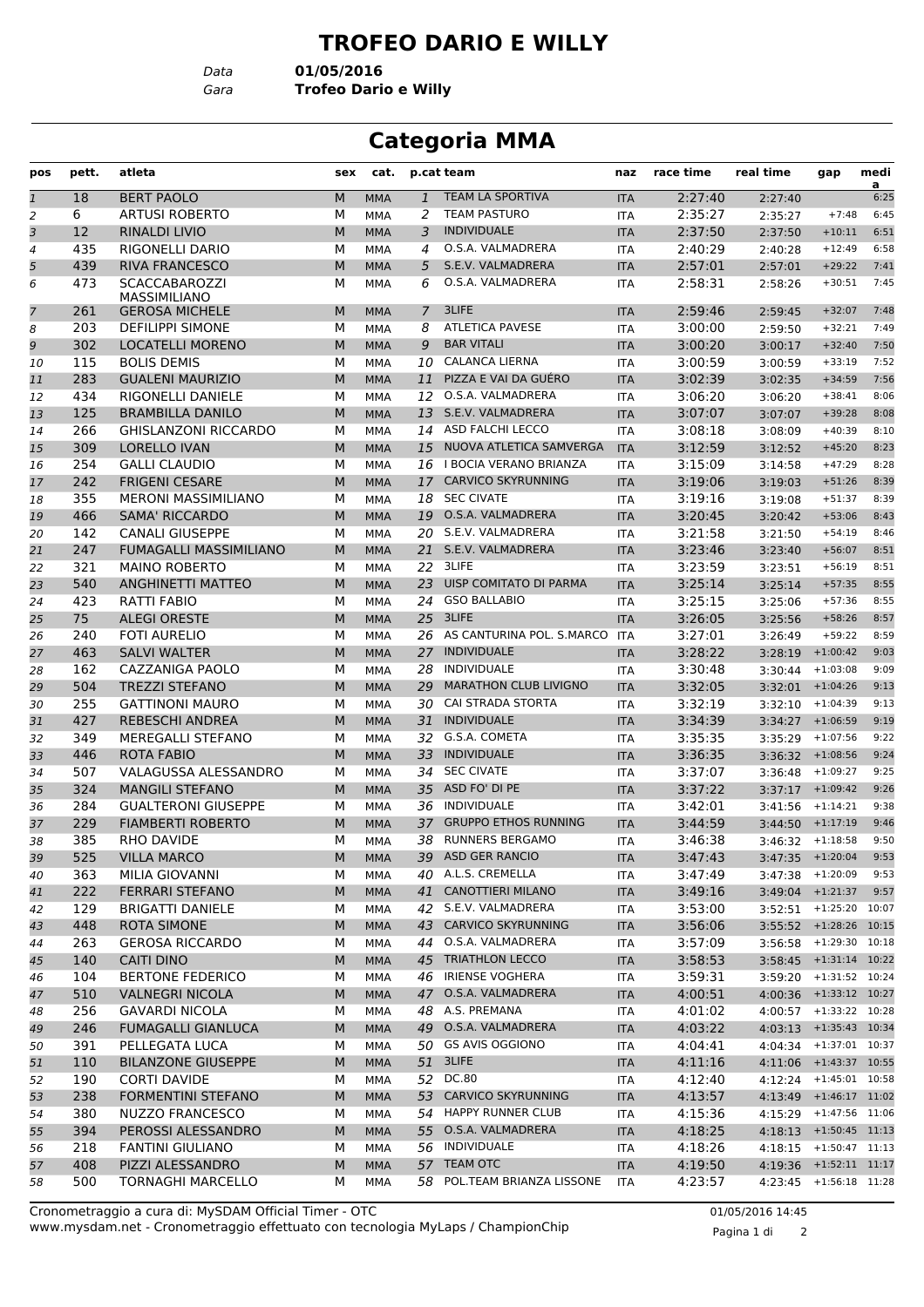# TROFEO DARIO E WILLY

Data **01/05/2016**

Gara **Trofeo Dario e Willy**

## Categoria MMA

| pos | pett. | atleta | sex | cat. | p.cat | team | naz | race time | real time | gap | media |
|---|---|---|---|---|---|---|---|---|---|---|---|
| 1 | 18 | BERT PAOLO | M | MMA | 1 | TEAM LA SPORTIVA | ITA | 2:27:40 | 2:27:40 | | 6:25 |
| 2 | 6 | ARTUSI ROBERTO | M | MMA | 2 | TEAM PASTURO | ITA | 2:35:27 | 2:35:27 | +7:48 | 6:45 |
| 3 | 12 | RINALDI LIVIO | M | MMA | 3 | INDIVIDUALE | ITA | 2:37:50 | 2:37:50 | +10:11 | 6:51 |
| 4 | 435 | RIGONELLI DARIO | M | MMA | 4 | O.S.A. VALMADRERA | ITA | 2:40:29 | 2:40:28 | +12:49 | 6:58 |
| 5 | 439 | RIVA FRANCESCO | M | MMA | 5 | S.E.V. VALMADRERA | ITA | 2:57:01 | 2:57:01 | +29:22 | 7:41 |
| 6 | 473 | SCACCABAROZZI MASSIMILIANO | M | MMA | 6 | O.S.A. VALMADRERA | ITA | 2:58:31 | 2:58:26 | +30:51 | 7:45 |
| 7 | 261 | GEROSA MICHELE | M | MMA | 7 | 3LIFE | ITA | 2:59:46 | 2:59:45 | +32:07 | 7:48 |
| 8 | 203 | DEFILIPPI SIMONE | M | MMA | 8 | ATLETICA PAVESE | ITA | 3:00:00 | 2:59:50 | +32:21 | 7:49 |
| 9 | 302 | LOCATELLI MORENO | M | MMA | 9 | BAR VITALI | ITA | 3:00:20 | 3:00:17 | +32:40 | 7:50 |
| 10 | 115 | BOLIS DEMIS | M | MMA | 10 | CALANCA LIERNA | ITA | 3:00:59 | 3:00:59 | +33:19 | 7:52 |
| 11 | 283 | GUALENI MAURIZIO | M | MMA | 11 | PIZZA E VAI DA GUÉRO | ITA | 3:02:39 | 3:02:35 | +34:59 | 7:56 |
| 12 | 434 | RIGONELLI DANIELE | M | MMA | 12 | O.S.A. VALMADRERA | ITA | 3:06:20 | 3:06:20 | +38:41 | 8:06 |
| 13 | 125 | BRAMBILLA DANILO | M | MMA | 13 | S.E.V. VALMADRERA | ITA | 3:07:07 | 3:07:07 | +39:28 | 8:08 |
| 14 | 266 | GHISLANZONI RICCARDO | M | MMA | 14 | ASD FALCHI LECCO | ITA | 3:08:18 | 3:08:09 | +40:39 | 8:10 |
| 15 | 309 | LORELLO IVAN | M | MMA | 15 | NUOVA ATLETICA SAMVERGA | ITA | 3:12:59 | 3:12:52 | +45:20 | 8:23 |
| 16 | 254 | GALLI CLAUDIO | M | MMA | 16 | I BOCIA VERANO BRIANZA | ITA | 3:15:09 | 3:14:58 | +47:29 | 8:28 |
| 17 | 242 | FRIGENI CESARE | M | MMA | 17 | CARVICO SKYRUNNING | ITA | 3:19:06 | 3:19:03 | +51:26 | 8:39 |
| 18 | 355 | MERONI MASSIMILIANO | M | MMA | 18 | SEC CIVATE | ITA | 3:19:16 | 3:19:08 | +51:37 | 8:39 |
| 19 | 466 | SAMA' RICCARDO | M | MMA | 19 | O.S.A. VALMADRERA | ITA | 3:20:45 | 3:20:42 | +53:06 | 8:43 |
| 20 | 142 | CANALI GIUSEPPE | M | MMA | 20 | S.E.V. VALMADRERA | ITA | 3:21:58 | 3:21:50 | +54:19 | 8:46 |
| 21 | 247 | FUMAGALLI MASSIMILIANO | M | MMA | 21 | S.E.V. VALMADRERA | ITA | 3:23:46 | 3:23:40 | +56:07 | 8:51 |
| 22 | 321 | MAINO ROBERTO | M | MMA | 22 | 3LIFE | ITA | 3:23:59 | 3:23:51 | +56:19 | 8:51 |
| 23 | 540 | ANGHINETTI MATTEO | M | MMA | 23 | UISP COMITATO DI PARMA | ITA | 3:25:14 | 3:25:14 | +57:35 | 8:55 |
| 24 | 423 | RATTI FABIO | M | MMA | 24 | GSO BALLABIO | ITA | 3:25:15 | 3:25:06 | +57:36 | 8:55 |
| 25 | 75 | ALEGI ORESTE | M | MMA | 25 | 3LIFE | ITA | 3:26:05 | 3:25:56 | +58:26 | 8:57 |
| 26 | 240 | FOTI AURELIO | M | MMA | 26 | AS CANTURINA POL. S.MARCO | ITA | 3:27:01 | 3:26:49 | +59:22 | 8:59 |
| 27 | 463 | SALVI WALTER | M | MMA | 27 | INDIVIDUALE | ITA | 3:28:22 | 3:28:19 | +1:00:42 | 9:03 |
| 28 | 162 | CAZZANIGA PAOLO | M | MMA | 28 | INDIVIDUALE | ITA | 3:30:48 | 3:30:44 | +1:03:08 | 9:09 |
| 29 | 504 | TREZZI STEFANO | M | MMA | 29 | MARATHON CLUB LIVIGNO | ITA | 3:32:05 | 3:32:01 | +1:04:26 | 9:13 |
| 30 | 255 | GATTINONI MAURO | M | MMA | 30 | CAI STRADA STORTA | ITA | 3:32:19 | 3:32:10 | +1:04:39 | 9:13 |
| 31 | 427 | REBESCHI ANDREA | M | MMA | 31 | INDIVIDUALE | ITA | 3:34:39 | 3:34:27 | +1:06:59 | 9:19 |
| 32 | 349 | MEREGALLI STEFANO | M | MMA | 32 | G.S.A. COMETA | ITA | 3:35:35 | 3:35:29 | +1:07:56 | 9:22 |
| 33 | 446 | ROTA FABIO | M | MMA | 33 | INDIVIDUALE | ITA | 3:36:35 | 3:36:32 | +1:08:56 | 9:24 |
| 34 | 507 | VALAGUSSA ALESSANDRO | M | MMA | 34 | SEC CIVATE | ITA | 3:37:07 | 3:36:48 | +1:09:27 | 9:25 |
| 35 | 324 | MANGILI STEFANO | M | MMA | 35 | ASD FO' DI PE | ITA | 3:37:22 | 3:37:17 | +1:09:42 | 9:26 |
| 36 | 284 | GUALTERONI GIUSEPPE | M | MMA | 36 | INDIVIDUALE | ITA | 3:42:01 | 3:41:56 | +1:14:21 | 9:38 |
| 37 | 229 | FIAMBERTI ROBERTO | M | MMA | 37 | GRUPPO ETHOS RUNNING | ITA | 3:44:59 | 3:44:50 | +1:17:19 | 9:46 |
| 38 | 385 | RHO DAVIDE | M | MMA | 38 | RUNNERS BERGAMO | ITA | 3:46:38 | 3:46:32 | +1:18:58 | 9:50 |
| 39 | 525 | VILLA MARCO | M | MMA | 39 | ASD GER RANCIO | ITA | 3:47:43 | 3:47:35 | +1:20:04 | 9:53 |
| 40 | 363 | MILIA GIOVANNI | M | MMA | 40 | A.L.S. CREMELLA | ITA | 3:47:49 | 3:47:38 | +1:20:09 | 9:53 |
| 41 | 222 | FERRARI STEFANO | M | MMA | 41 | CANOTTIERI MILANO | ITA | 3:49:16 | 3:49:04 | +1:21:37 | 9:57 |
| 42 | 129 | BRIGATTI DANIELE | M | MMA | 42 | S.E.V. VALMADRERA | ITA | 3:53:00 | 3:52:51 | +1:25:20 | 10:07 |
| 43 | 448 | ROTA SIMONE | M | MMA | 43 | CARVICO SKYRUNNING | ITA | 3:56:06 | 3:55:52 | +1:28:26 | 10:15 |
| 44 | 263 | GEROSA RICCARDO | M | MMA | 44 | O.S.A. VALMADRERA | ITA | 3:57:09 | 3:56:58 | +1:29:30 | 10:18 |
| 45 | 140 | CAITI DINO | M | MMA | 45 | TRIATHLON LECCO | ITA | 3:58:53 | 3:58:45 | +1:31:14 | 10:22 |
| 46 | 104 | BERTONE FEDERICO | M | MMA | 46 | IRIENSE VOGHERA | ITA | 3:59:31 | 3:59:20 | +1:31:52 | 10:24 |
| 47 | 510 | VALNEGRI NICOLA | M | MMA | 47 | O.S.A. VALMADRERA | ITA | 4:00:51 | 4:00:36 | +1:33:12 | 10:27 |
| 48 | 256 | GAVARDI NICOLA | M | MMA | 48 | A.S. PREMANA | ITA | 4:01:02 | 4:00:57 | +1:33:22 | 10:28 |
| 49 | 246 | FUMAGALLI GIANLUCA | M | MMA | 49 | O.S.A. VALMADRERA | ITA | 4:03:22 | 4:03:13 | +1:35:43 | 10:34 |
| 50 | 391 | PELLEGATA LUCA | M | MMA | 50 | GS AVIS OGGIONO | ITA | 4:04:41 | 4:04:34 | +1:37:01 | 10:37 |
| 51 | 110 | BILANZONE GIUSEPPE | M | MMA | 51 | 3LIFE | ITA | 4:11:16 | 4:11:06 | +1:43:37 | 10:55 |
| 52 | 190 | CORTI DAVIDE | M | MMA | 52 | DC.80 | ITA | 4:12:40 | 4:12:24 | +1:45:01 | 10:58 |
| 53 | 238 | FORMENTINI STEFANO | M | MMA | 53 | CARVICO SKYRUNNING | ITA | 4:13:57 | 4:13:49 | +1:46:17 | 11:02 |
| 54 | 380 | NUZZO FRANCESCO | M | MMA | 54 | HAPPY RUNNER CLUB | ITA | 4:15:36 | 4:15:29 | +1:47:56 | 11:06 |
| 55 | 394 | PEROSSI ALESSANDRO | M | MMA | 55 | O.S.A. VALMADRERA | ITA | 4:18:25 | 4:18:13 | +1:50:45 | 11:13 |
| 56 | 218 | FANTINI GIULIANO | M | MMA | 56 | INDIVIDUALE | ITA | 4:18:26 | 4:18:15 | +1:50:47 | 11:13 |
| 57 | 408 | PIZZI ALESSANDRO | M | MMA | 57 | TEAM OTC | ITA | 4:19:50 | 4:19:36 | +1:52:11 | 11:17 |
| 58 | 500 | TORNAGHI MARCELLO | M | MMA | 58 | POL.TEAM BRIANZA LISSONE | ITA | 4:23:57 | 4:23:45 | +1:56:18 | 11:28 |

Cronometraggio a cura di: MySDAM Official Timer - OTC
www.mysdam.net - Cronometraggio effettuato con tecnologia MyLaps / ChampionChip

01/05/2016 14:45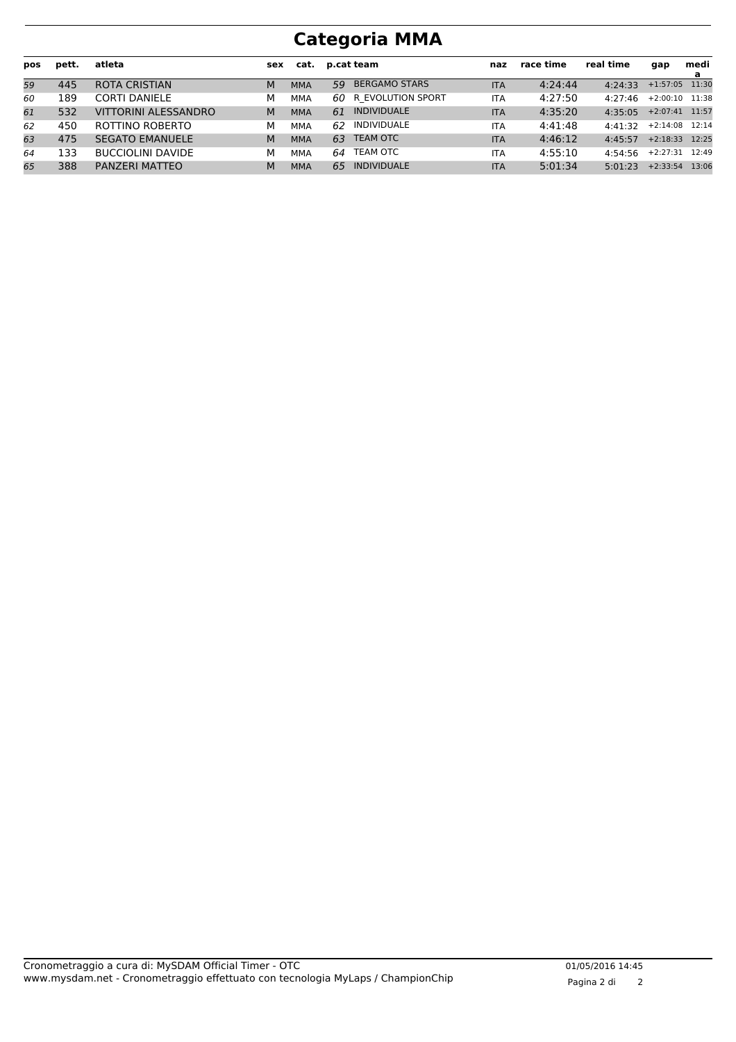# Categoria MMA

| pos | pett. | atleta | sex | cat. | p.cat | team | naz | race time | real time | gap | media |
|---|---|---|---|---|---|---|---|---|---|---|---|
| 59 | 445 | ROTA CRISTIAN | M | MMA | 59 | BERGAMO STARS | ITA | 4:24:44 | 4:24:33 | +1:57:05 | 11:30 |
| 60 | 189 | CORTI DANIELE | M | MMA | 60 | R_EVOLUTION SPORT | ITA | 4:27:50 | 4:27:46 | +2:00:10 | 11:38 |
| 61 | 532 | VITTORINI ALESSANDRO | M | MMA | 61 | INDIVIDUALE | ITA | 4:35:20 | 4:35:05 | +2:07:41 | 11:57 |
| 62 | 450 | ROTTINO ROBERTO | M | MMA | 62 | INDIVIDUALE | ITA | 4:41:48 | 4:41:32 | +2:14:08 | 12:14 |
| 63 | 475 | SEGATO EMANUELE | M | MMA | 63 | TEAM OTC | ITA | 4:46:12 | 4:45:57 | +2:18:33 | 12:25 |
| 64 | 133 | BUCCIOLINI DAVIDE | M | MMA | 64 | TEAM OTC | ITA | 4:55:10 | 4:54:56 | +2:27:31 | 12:49 |
| 65 | 388 | PANZERI MATTEO | M | MMA | 65 | INDIVIDUALE | ITA | 5:01:34 | 5:01:23 | +2:33:54 | 13:06 |

Cronometraggio a cura di: MySDAM Official Timer - OTC
www.mysdam.net - Cronometraggio effettuato con tecnologia MyLaps / ChampionChip

01/05/2016 14:45